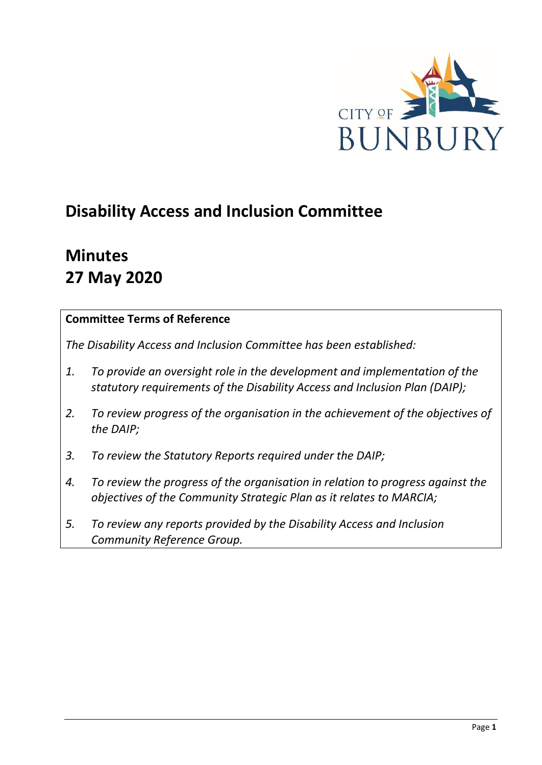# Disability Access and Inclusion Committee

# Minutes
# 27 May 2020

**Committee Terms of Reference**

*The Disability Access and Inclusion Committee has been established:*

1. *To provide an oversight role in the development and implementation of the statutory requirements of the Disability Access and Inclusion Plan (DAIP);*
2. *To review progress of the organisation in the achievement of the objectives of the DAIP;*
3. *To review the Statutory Reports required under the DAIP;*
4. *To review the progress of the organisation in relation to progress against the objectives of the Community Strategic Plan as it relates to MARCIA;*
5. *To review any reports provided by the Disability Access and Inclusion Community Reference Group.*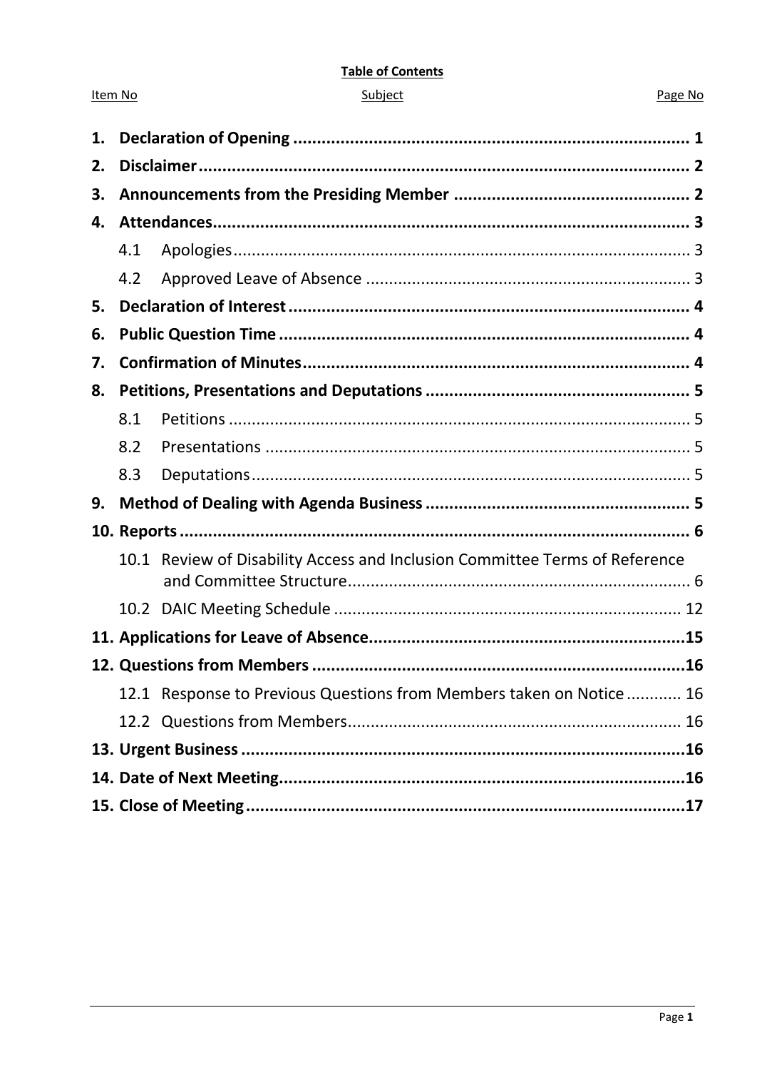**Table of Contents**

| Item No | Subject | Page No |
|---|---|---|
| **1.** | **Declaration of Opening** | **1** |
| **2.** | **Disclaimer** | **2** |
| **3.** | **Announcements from the Presiding Member** | **2** |
| **4.** | **Attendances** | **3** |
| 4.1 | Apologies | 3 |
| 4.2 | Approved Leave of Absence | 3 |
| **5.** | **Declaration of Interest** | **4** |
| **6.** | **Public Question Time** | **4** |
| **7.** | **Confirmation of Minutes** | **4** |
| **8.** | **Petitions, Presentations and Deputations** | **5** |
| 8.1 | Petitions | 5 |
| 8.2 | Presentations | 5 |
| 8.3 | Deputations | 5 |
| **9.** | **Method of Dealing with Agenda Business** | **5** |
| **10.** | **Reports** | **6** |
| 10.1 | Review of Disability Access and Inclusion Committee Terms of Reference and Committee Structure | 6 |
| 10.2 | DAIC Meeting Schedule | 12 |
| **11.** | **Applications for Leave of Absence** | **15** |
| **12.** | **Questions from Members** | **16** |
| 12.1 | Response to Previous Questions from Members taken on Notice | 16 |
| 12.2 | Questions from Members | 16 |
| **13.** | **Urgent Business** | **16** |
| **14.** | **Date of Next Meeting** | **16** |
| **15.** | **Close of Meeting** | **17** |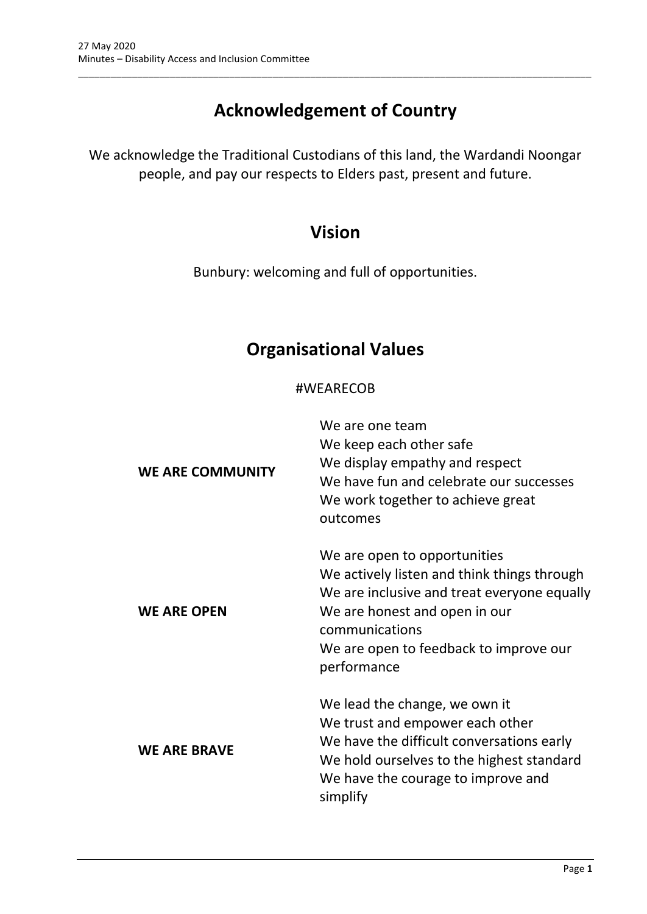# Acknowledgement of Country

We acknowledge the Traditional Custodians of this land, the Wardandi Noongar people, and pay our respects to Elders past, present and future.

# Vision

Bunbury: welcoming and full of opportunities.

# Organisational Values

#WEARECOB

| | |
|---|---|
| **WE ARE COMMUNITY** | We are one team<br>We keep each other safe<br>We display empathy and respect<br>We have fun and celebrate our successes<br>We work together to achieve great outcomes |
| **WE ARE OPEN** | We are open to opportunities<br>We actively listen and think things through<br>We are inclusive and treat everyone equally<br>We are honest and open in our communications<br>We are open to feedback to improve our performance |
| **WE ARE BRAVE** | We lead the change, we own it<br>We trust and empower each other<br>We have the difficult conversations early<br>We hold ourselves to the highest standard<br>We have the courage to improve and simplify |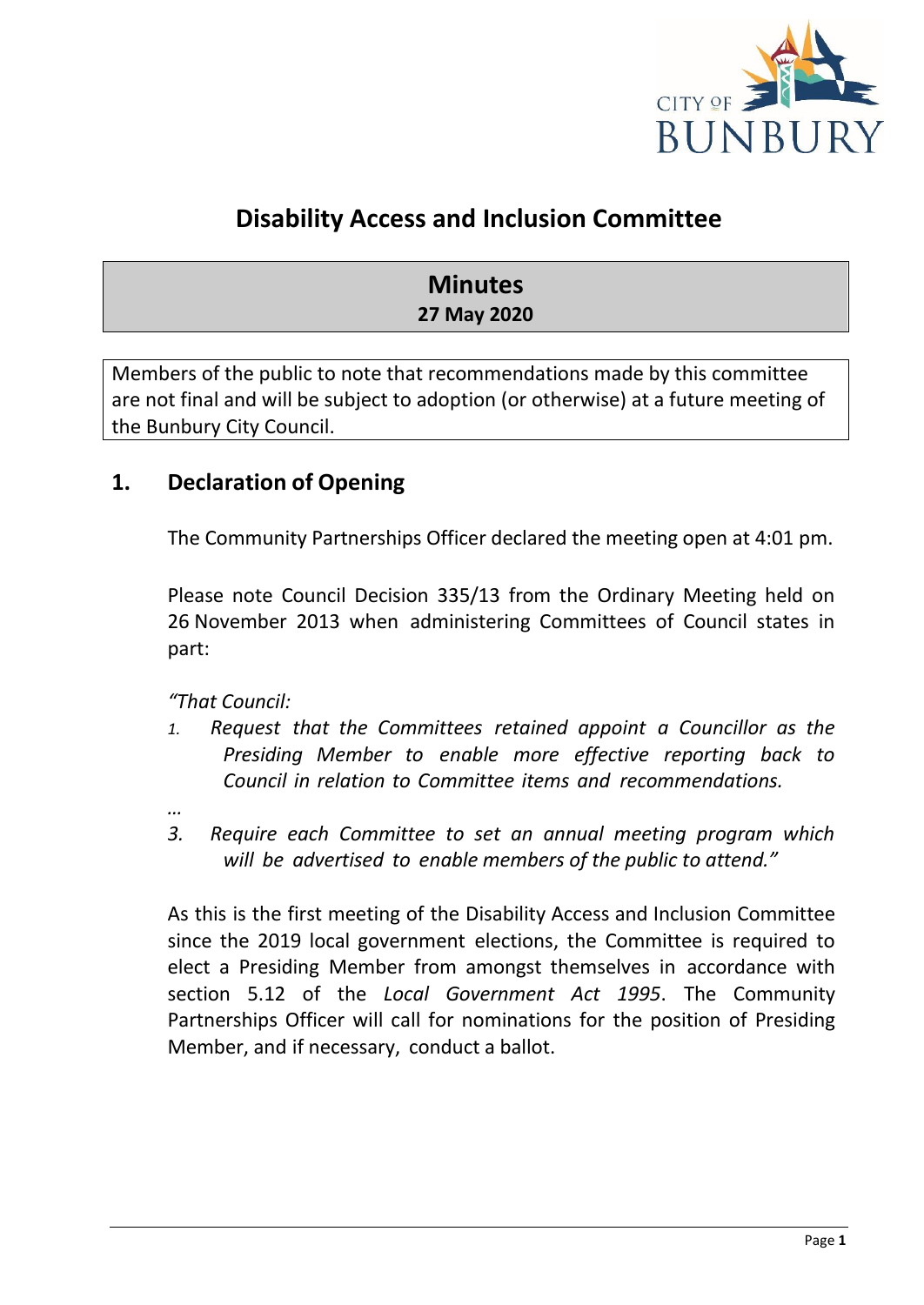# Disability Access and Inclusion Committee

## Minutes
**27 May 2020**

Members of the public to note that recommendations made by this committee are not final and will be subject to adoption (or otherwise) at a future meeting of the Bunbury City Council.

## 1. Declaration of Opening

The Community Partnerships Officer declared the meeting open at 4:01 pm.

Please note Council Decision 335/13 from the Ordinary Meeting held on 26 November 2013 when administering Committees of Council states in part:

*"That Council:*

*1. Request that the Committees retained appoint a Councillor as the Presiding Member to enable more effective reporting back to Council in relation to Committee items and recommendations.*

*…*

*3. Require each Committee to set an annual meeting program which will be advertised to enable members of the public to attend."*

As this is the first meeting of the Disability Access and Inclusion Committee since the 2019 local government elections, the Committee is required to elect a Presiding Member from amongst themselves in accordance with section 5.12 of the *Local Government Act 1995*. The Community Partnerships Officer will call for nominations for the position of Presiding Member, and if necessary, conduct a ballot.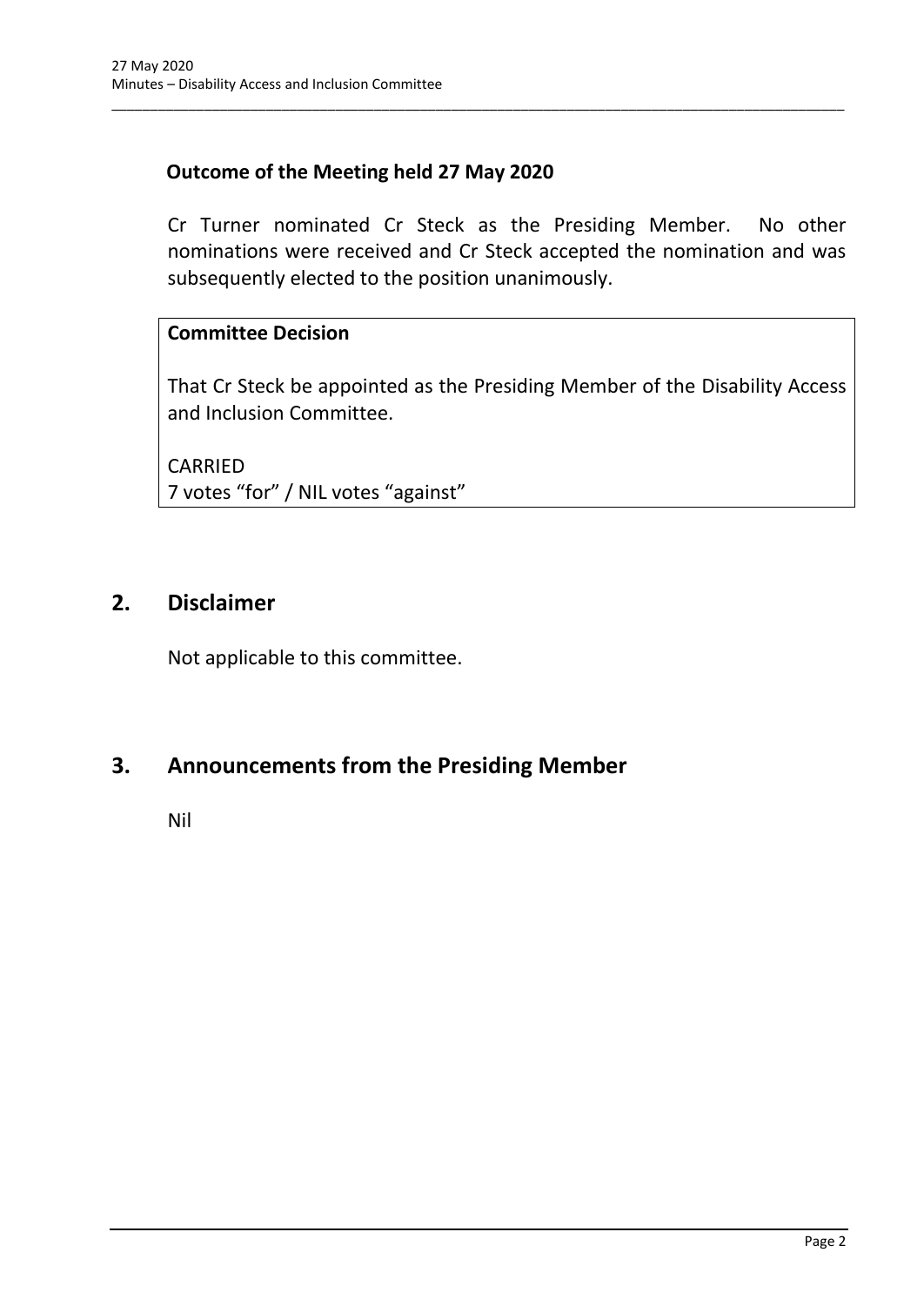**Outcome of the Meeting held 27 May 2020**

Cr Turner nominated Cr Steck as the Presiding Member. No other nominations were received and Cr Steck accepted the nomination and was subsequently elected to the position unanimously.

**Committee Decision**

That Cr Steck be appointed as the Presiding Member of the Disability Access and Inclusion Committee.

CARRIED
7 votes "for" / NIL votes "against"

## 2. Disclaimer

Not applicable to this committee.

## 3. Announcements from the Presiding Member

Nil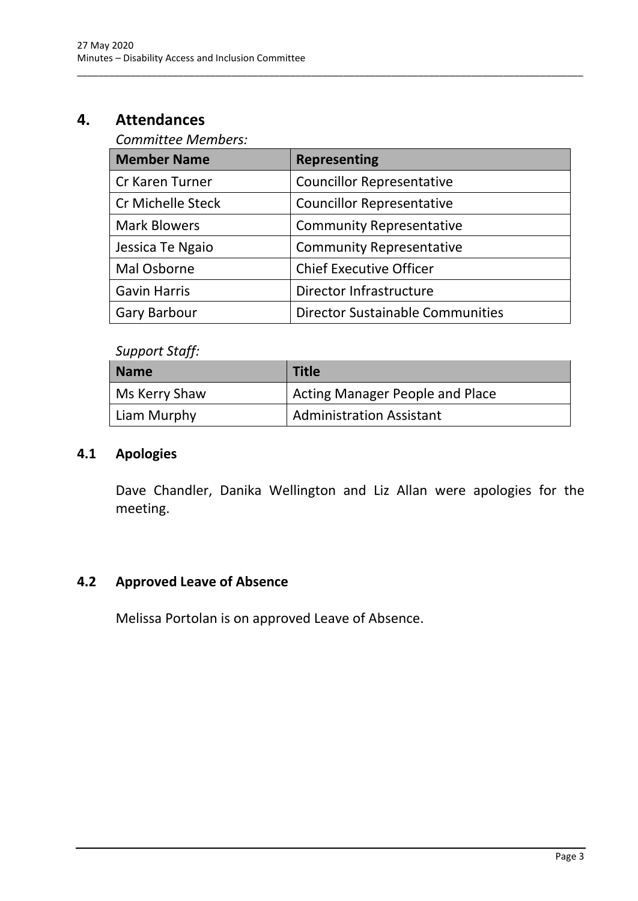# 4. Attendances

*Committee Members:*

| Member Name | Representing |
|---|---|
| Cr Karen Turner | Councillor Representative |
| Cr Michelle Steck | Councillor Representative |
| Mark Blowers | Community Representative |
| Jessica Te Ngaio | Community Representative |
| Mal Osborne | Chief Executive Officer |
| Gavin Harris | Director Infrastructure |
| Gary Barbour | Director Sustainable Communities |

*Support Staff:*

| Name | Title |
|---|---|
| Ms Kerry Shaw | Acting Manager People and Place |
| Liam Murphy | Administration Assistant |

## 4.1 Apologies

Dave Chandler, Danika Wellington and Liz Allan were apologies for the meeting.

## 4.2 Approved Leave of Absence

Melissa Portolan is on approved Leave of Absence.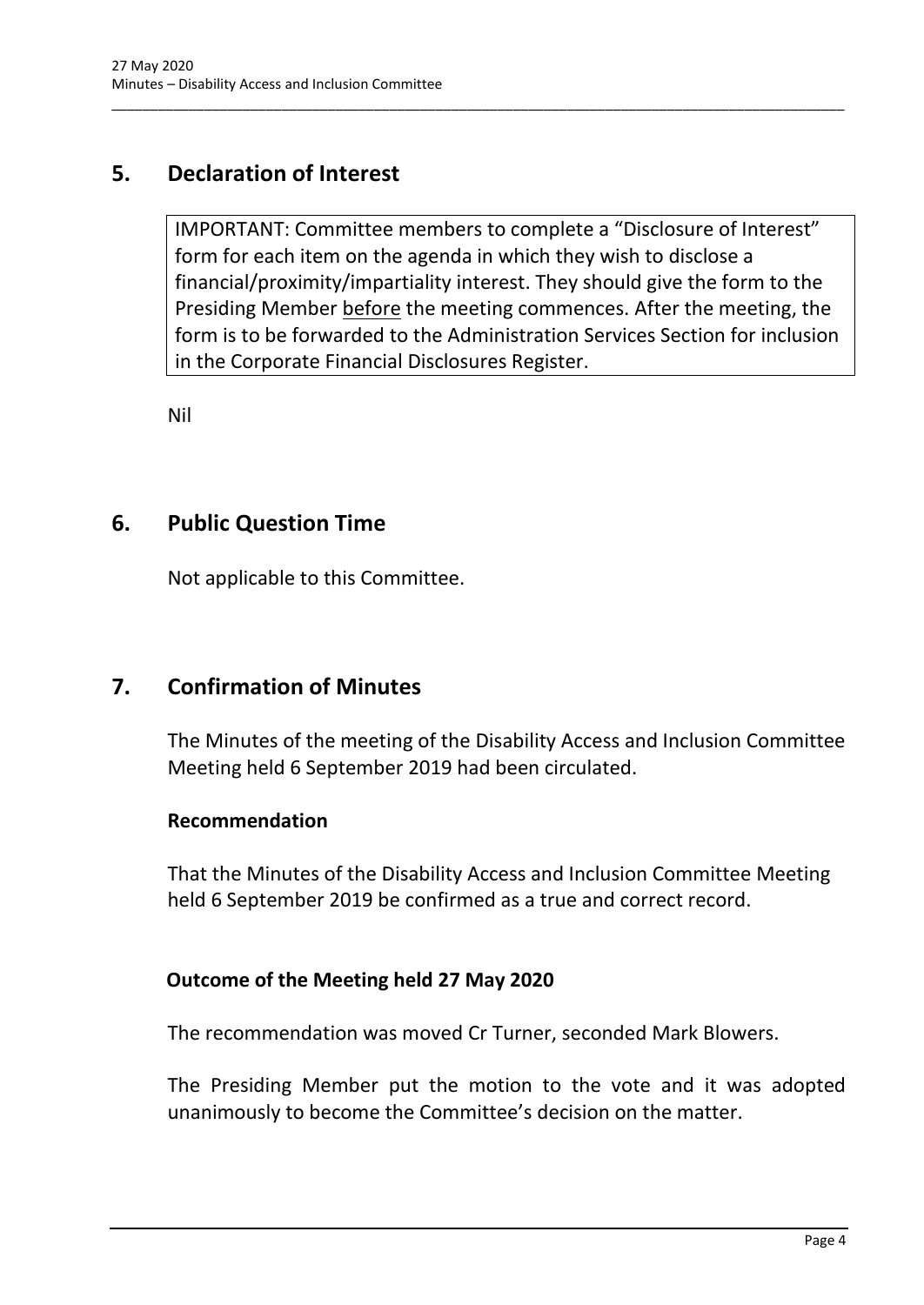## 5. Declaration of Interest

IMPORTANT: Committee members to complete a "Disclosure of Interest" form for each item on the agenda in which they wish to disclose a financial/proximity/impartiality interest. They should give the form to the Presiding Member before the meeting commences. After the meeting, the form is to be forwarded to the Administration Services Section for inclusion in the Corporate Financial Disclosures Register.

Nil

## 6. Public Question Time

Not applicable to this Committee.

## 7. Confirmation of Minutes

The Minutes of the meeting of the Disability Access and Inclusion Committee Meeting held 6 September 2019 had been circulated.

**Recommendation**

That the Minutes of the Disability Access and Inclusion Committee Meeting held 6 September 2019 be confirmed as a true and correct record.

**Outcome of the Meeting held 27 May 2020**

The recommendation was moved Cr Turner, seconded Mark Blowers.

The Presiding Member put the motion to the vote and it was adopted unanimously to become the Committee's decision on the matter.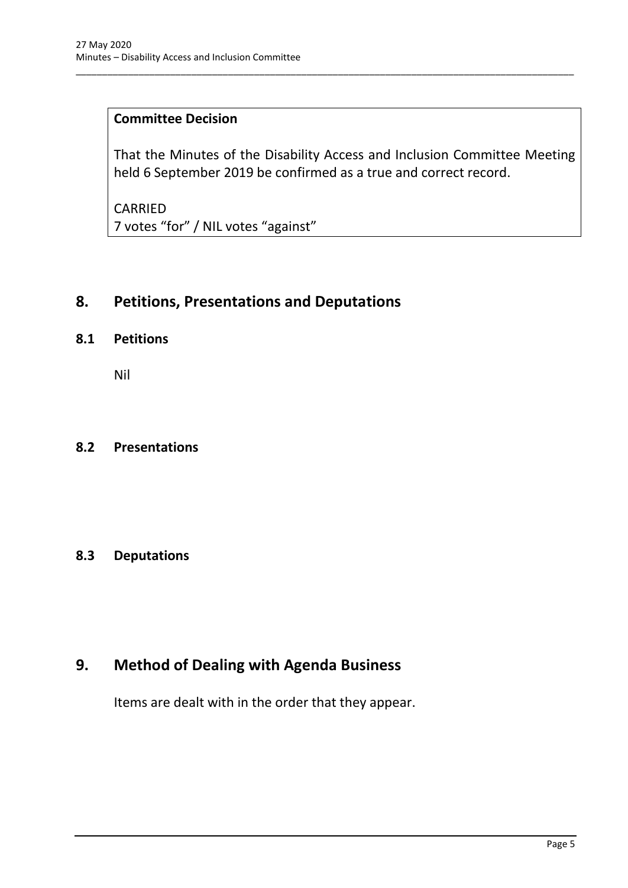**Committee Decision**

That the Minutes of the Disability Access and Inclusion Committee Meeting held 6 September 2019 be confirmed as a true and correct record.

CARRIED
7 votes "for" / NIL votes "against"

# 8. Petitions, Presentations and Deputations

## 8.1 Petitions

Nil

## 8.2 Presentations

## 8.3 Deputations

# 9. Method of Dealing with Agenda Business

Items are dealt with in the order that they appear.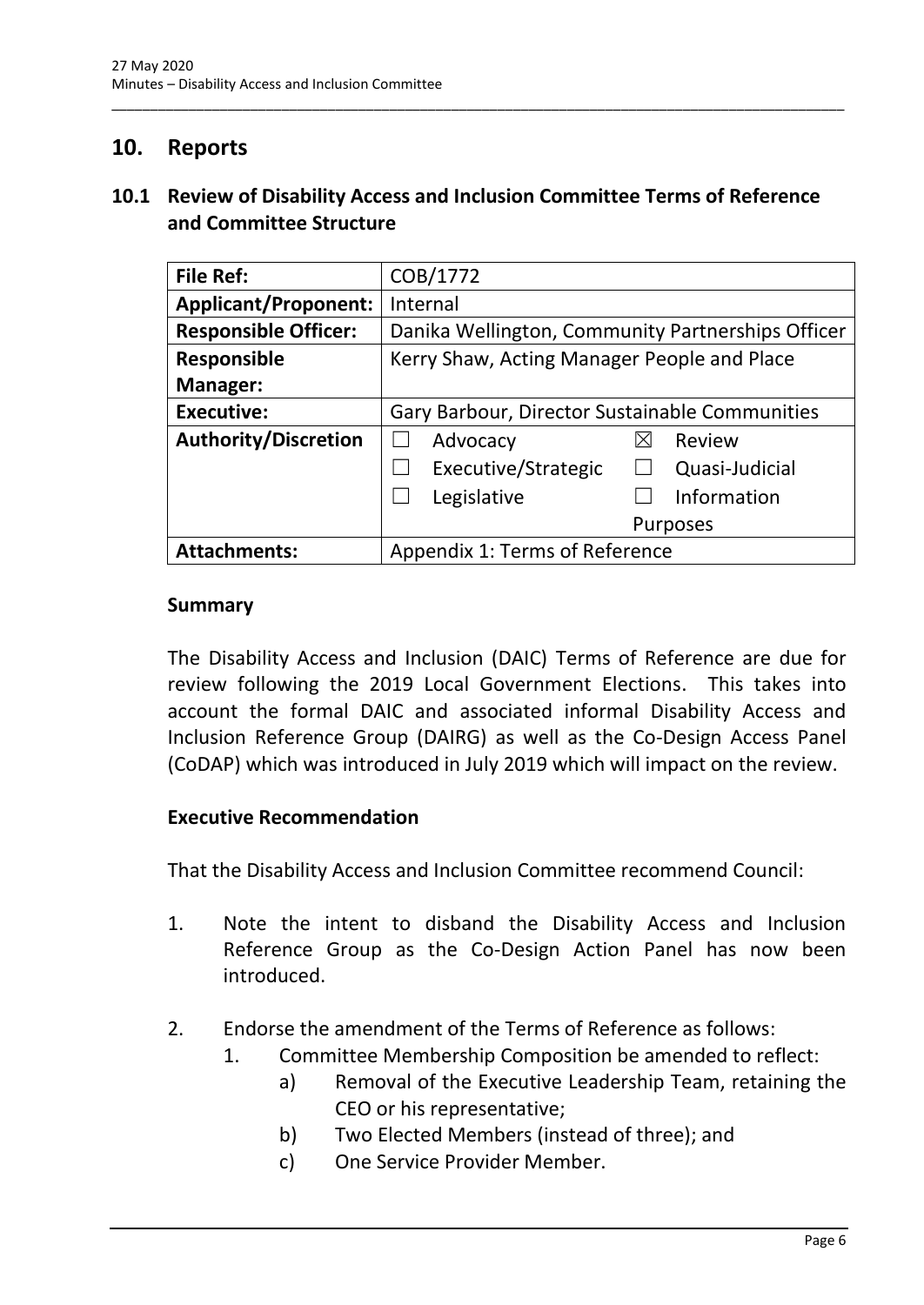## 10. Reports

### 10.1 Review of Disability Access and Inclusion Committee Terms of Reference and Committee Structure

| **File Ref:** | COB/1772 | | | |
|---|---|---|---|---|
| **Applicant/Proponent:** | Internal | | | |
| **Responsible Officer:** | Danika Wellington, Community Partnerships Officer | | | |
| **Responsible Manager:** | Kerry Shaw, Acting Manager People and Place | | | |
| **Executive:** | Gary Barbour, Director Sustainable Communities | | | |
| **Authority/Discretion** | ☐ | Advocacy | ☒ | Review |
| | ☐ | Executive/Strategic | ☐ | Quasi-Judicial |
| | ☐ | Legislative | ☐ | Information Purposes |
| **Attachments:** | Appendix 1: Terms of Reference | | | |

#### Summary

The Disability Access and Inclusion (DAIC) Terms of Reference are due for review following the 2019 Local Government Elections. This takes into account the formal DAIC and associated informal Disability Access and Inclusion Reference Group (DAIRG) as well as the Co-Design Access Panel (CoDAP) which was introduced in July 2019 which will impact on the review.

#### Executive Recommendation

That the Disability Access and Inclusion Committee recommend Council:

1. Note the intent to disband the Disability Access and Inclusion Reference Group as the Co-Design Action Panel has now been introduced.

2. Endorse the amendment of the Terms of Reference as follows:
   1. Committee Membership Composition be amended to reflect:
      a) Removal of the Executive Leadership Team, retaining the CEO or his representative;
      b) Two Elected Members (instead of three); and
      c) One Service Provider Member.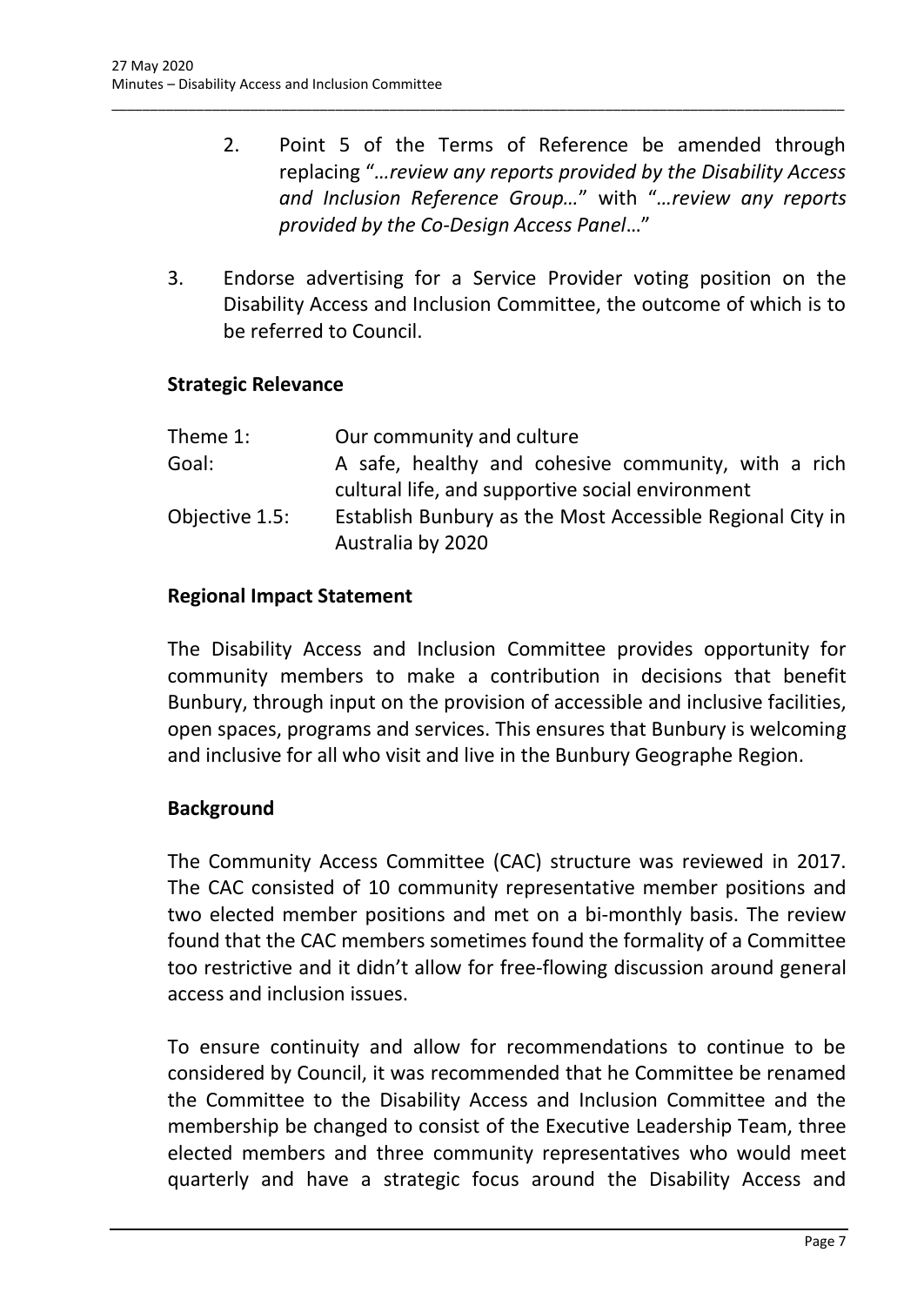2. Point 5 of the Terms of Reference be amended through replacing "*…review any reports provided by the Disability Access and Inclusion Reference Group…*" with "*…review any reports provided by the Co-Design Access Panel…*"

3. Endorse advertising for a Service Provider voting position on the Disability Access and Inclusion Committee, the outcome of which is to be referred to Council.

### Strategic Relevance

| | |
|---|---|
| Theme 1: | Our community and culture |
| Goal: | A safe, healthy and cohesive community, with a rich cultural life, and supportive social environment |
| Objective 1.5: | Establish Bunbury as the Most Accessible Regional City in Australia by 2020 |

### Regional Impact Statement

The Disability Access and Inclusion Committee provides opportunity for community members to make a contribution in decisions that benefit Bunbury, through input on the provision of accessible and inclusive facilities, open spaces, programs and services. This ensures that Bunbury is welcoming and inclusive for all who visit and live in the Bunbury Geographe Region.

### Background

The Community Access Committee (CAC) structure was reviewed in 2017. The CAC consisted of 10 community representative member positions and two elected member positions and met on a bi-monthly basis. The review found that the CAC members sometimes found the formality of a Committee too restrictive and it didn't allow for free-flowing discussion around general access and inclusion issues.

To ensure continuity and allow for recommendations to continue to be considered by Council, it was recommended that he Committee be renamed the Committee to the Disability Access and Inclusion Committee and the membership be changed to consist of the Executive Leadership Team, three elected members and three community representatives who would meet quarterly and have a strategic focus around the Disability Access and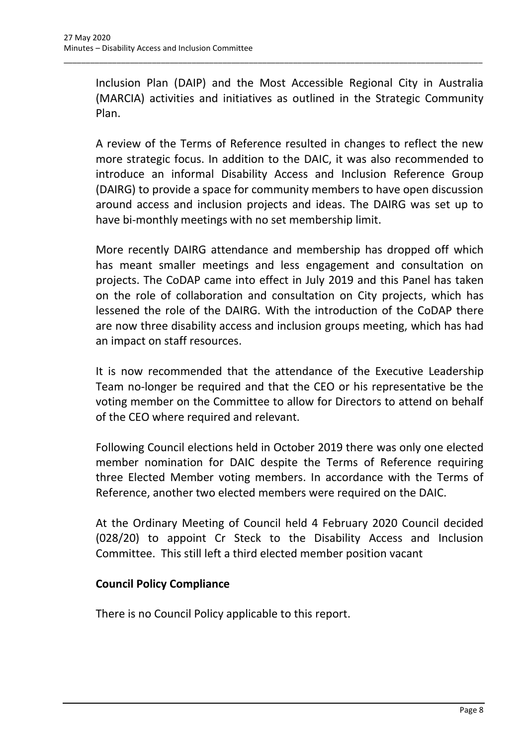Inclusion Plan (DAIP) and the Most Accessible Regional City in Australia (MARCIA) activities and initiatives as outlined in the Strategic Community Plan.

A review of the Terms of Reference resulted in changes to reflect the new more strategic focus. In addition to the DAIC, it was also recommended to introduce an informal Disability Access and Inclusion Reference Group (DAIRG) to provide a space for community members to have open discussion around access and inclusion projects and ideas. The DAIRG was set up to have bi-monthly meetings with no set membership limit.

More recently DAIRG attendance and membership has dropped off which has meant smaller meetings and less engagement and consultation on projects. The CoDAP came into effect in July 2019 and this Panel has taken on the role of collaboration and consultation on City projects, which has lessened the role of the DAIRG. With the introduction of the CoDAP there are now three disability access and inclusion groups meeting, which has had an impact on staff resources.

It is now recommended that the attendance of the Executive Leadership Team no-longer be required and that the CEO or his representative be the voting member on the Committee to allow for Directors to attend on behalf of the CEO where required and relevant.

Following Council elections held in October 2019 there was only one elected member nomination for DAIC despite the Terms of Reference requiring three Elected Member voting members. In accordance with the Terms of Reference, another two elected members were required on the DAIC.

At the Ordinary Meeting of Council held 4 February 2020 Council decided (028/20) to appoint Cr Steck to the Disability Access and Inclusion Committee. This still left a third elected member position vacant

**Council Policy Compliance**

There is no Council Policy applicable to this report.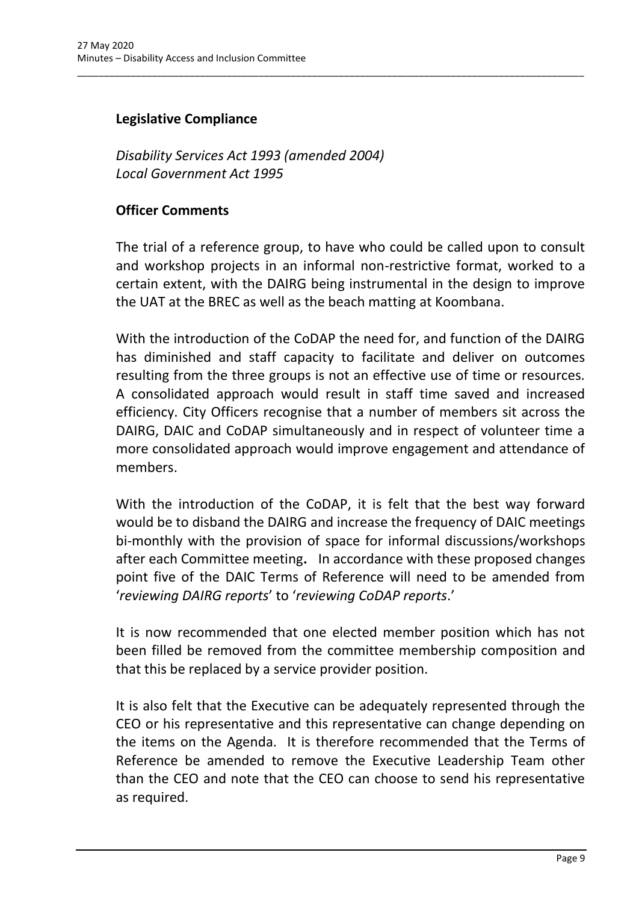### Legislative Compliance

*Disability Services Act 1993 (amended 2004)*
*Local Government Act 1995*

### Officer Comments

The trial of a reference group, to have who could be called upon to consult and workshop projects in an informal non-restrictive format, worked to a certain extent, with the DAIRG being instrumental in the design to improve the UAT at the BREC as well as the beach matting at Koombana.

With the introduction of the CoDAP the need for, and function of the DAIRG has diminished and staff capacity to facilitate and deliver on outcomes resulting from the three groups is not an effective use of time or resources. A consolidated approach would result in staff time saved and increased efficiency. City Officers recognise that a number of members sit across the DAIRG, DAIC and CoDAP simultaneously and in respect of volunteer time a more consolidated approach would improve engagement and attendance of members.

With the introduction of the CoDAP, it is felt that the best way forward would be to disband the DAIRG and increase the frequency of DAIC meetings bi-monthly with the provision of space for informal discussions/workshops after each Committee meeting**.** In accordance with these proposed changes point five of the DAIC Terms of Reference will need to be amended from '*reviewing DAIRG reports*' to '*reviewing CoDAP reports*.'

It is now recommended that one elected member position which has not been filled be removed from the committee membership composition and that this be replaced by a service provider position.

It is also felt that the Executive can be adequately represented through the CEO or his representative and this representative can change depending on the items on the Agenda. It is therefore recommended that the Terms of Reference be amended to remove the Executive Leadership Team other than the CEO and note that the CEO can choose to send his representative as required.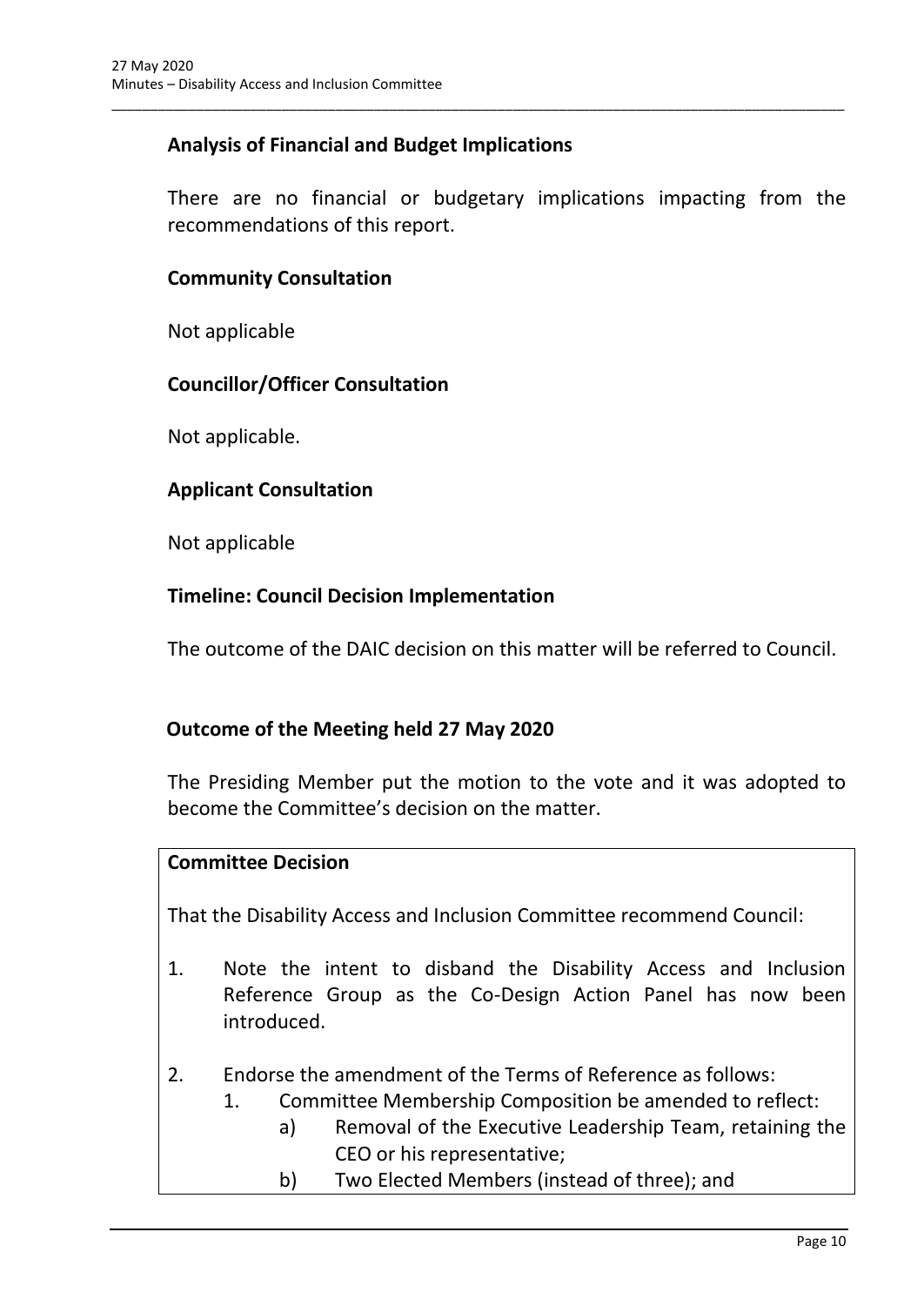**Analysis of Financial and Budget Implications**

There are no financial or budgetary implications impacting from the recommendations of this report.

**Community Consultation**

Not applicable

**Councillor/Officer Consultation**

Not applicable.

**Applicant Consultation**

Not applicable

**Timeline: Council Decision Implementation**

The outcome of the DAIC decision on this matter will be referred to Council.

**Outcome of the Meeting held 27 May 2020**

The Presiding Member put the motion to the vote and it was adopted to become the Committee's decision on the matter.

**Committee Decision**

That the Disability Access and Inclusion Committee recommend Council:

1. Note the intent to disband the Disability Access and Inclusion Reference Group as the Co-Design Action Panel has now been introduced.

2. Endorse the amendment of the Terms of Reference as follows:
   1. Committee Membership Composition be amended to reflect:
      a) Removal of the Executive Leadership Team, retaining the CEO or his representative;
      b) Two Elected Members (instead of three); and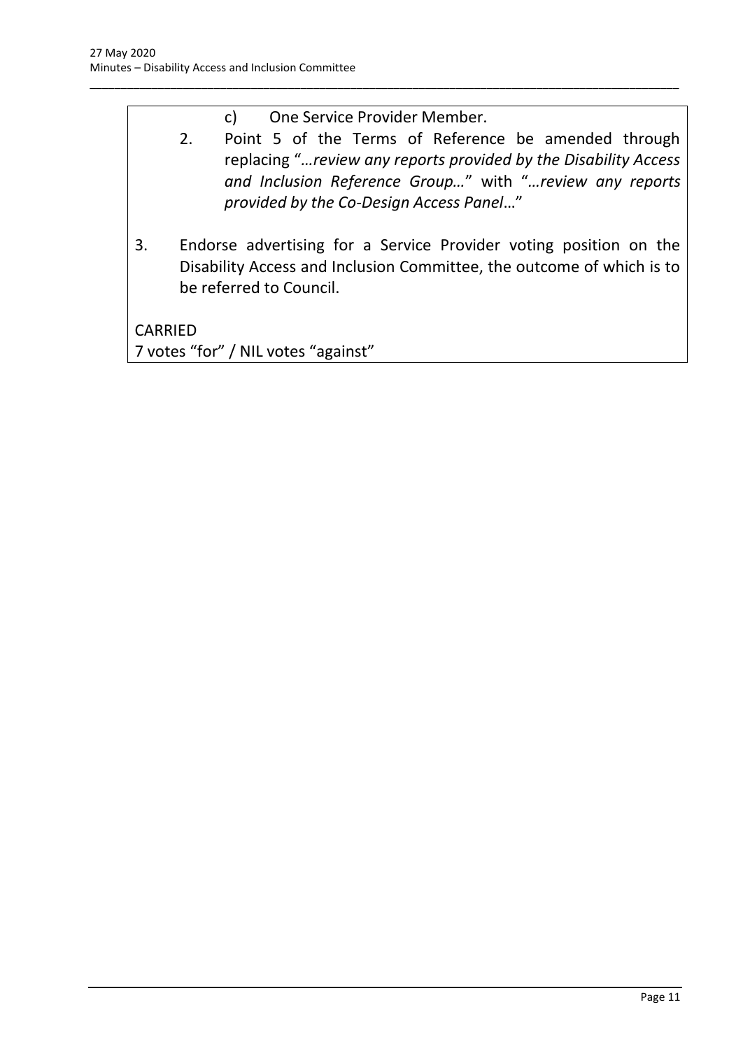c) One Service Provider Member.

2. Point 5 of the Terms of Reference be amended through replacing "*…review any reports provided by the Disability Access and Inclusion Reference Group…*" with "*…review any reports provided by the Co-Design Access Panel*…"

3. Endorse advertising for a Service Provider voting position on the Disability Access and Inclusion Committee, the outcome of which is to be referred to Council.

CARRIED
7 votes "for" / NIL votes "against"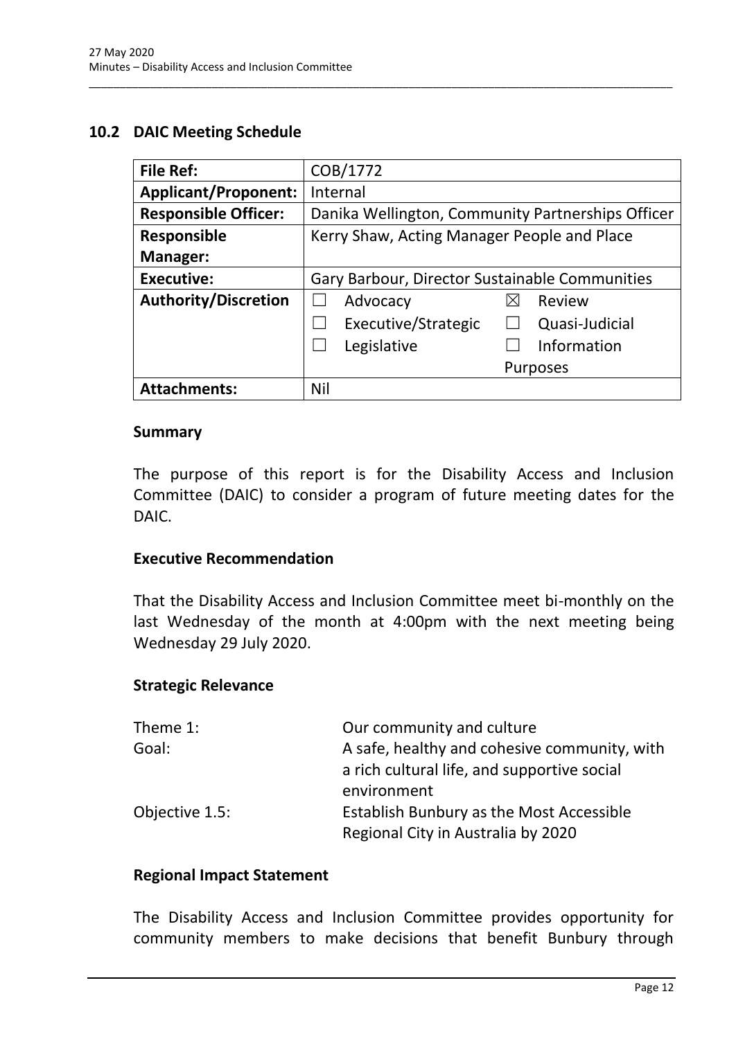## 10.2 DAIC Meeting Schedule

| **File Ref:** | COB/1772 |
|---|---|
| **Applicant/Proponent:** | Internal |
| **Responsible Officer:** | Danika Wellington, Community Partnerships Officer |
| **Responsible Manager:** | Kerry Shaw, Acting Manager People and Place |
| **Executive:** | Gary Barbour, Director Sustainable Communities |
| **Authority/Discretion** | ☐ Advocacy ☒ Review ☐ Executive/Strategic ☐ Quasi-Judicial ☐ Legislative ☐ Information Purposes |
| **Attachments:** | Nil |

### Summary

The purpose of this report is for the Disability Access and Inclusion Committee (DAIC) to consider a program of future meeting dates for the DAIC.

### Executive Recommendation

That the Disability Access and Inclusion Committee meet bi-monthly on the last Wednesday of the month at 4:00pm with the next meeting being Wednesday 29 July 2020.

### Strategic Relevance

| | |
|---|---|
| Theme 1: | Our community and culture |
| Goal: | A safe, healthy and cohesive community, with a rich cultural life, and supportive social environment |
| Objective 1.5: | Establish Bunbury as the Most Accessible Regional City in Australia by 2020 |

### Regional Impact Statement

The Disability Access and Inclusion Committee provides opportunity for community members to make decisions that benefit Bunbury through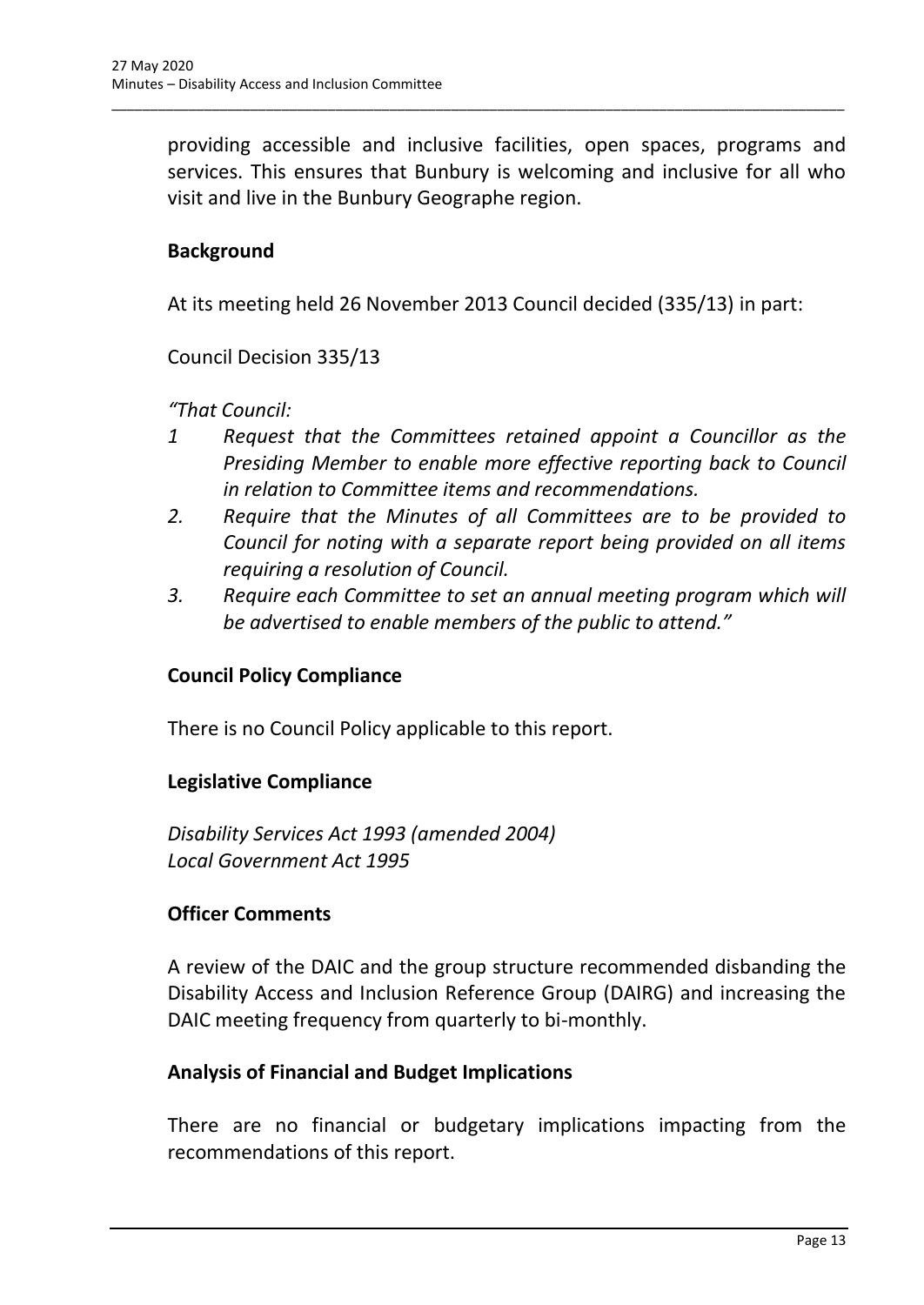providing accessible and inclusive facilities, open spaces, programs and services. This ensures that Bunbury is welcoming and inclusive for all who visit and live in the Bunbury Geographe region.

**Background**

At its meeting held 26 November 2013 Council decided (335/13) in part:

Council Decision 335/13

*"That Council:*

1. *Request that the Committees retained appoint a Councillor as the Presiding Member to enable more effective reporting back to Council in relation to Committee items and recommendations.*
2. *Require that the Minutes of all Committees are to be provided to Council for noting with a separate report being provided on all items requiring a resolution of Council.*
3. *Require each Committee to set an annual meeting program which will be advertised to enable members of the public to attend."*

**Council Policy Compliance**

There is no Council Policy applicable to this report.

**Legislative Compliance**

*Disability Services Act 1993 (amended 2004)*
*Local Government Act 1995*

**Officer Comments**

A review of the DAIC and the group structure recommended disbanding the Disability Access and Inclusion Reference Group (DAIRG) and increasing the DAIC meeting frequency from quarterly to bi-monthly.

**Analysis of Financial and Budget Implications**

There are no financial or budgetary implications impacting from the recommendations of this report.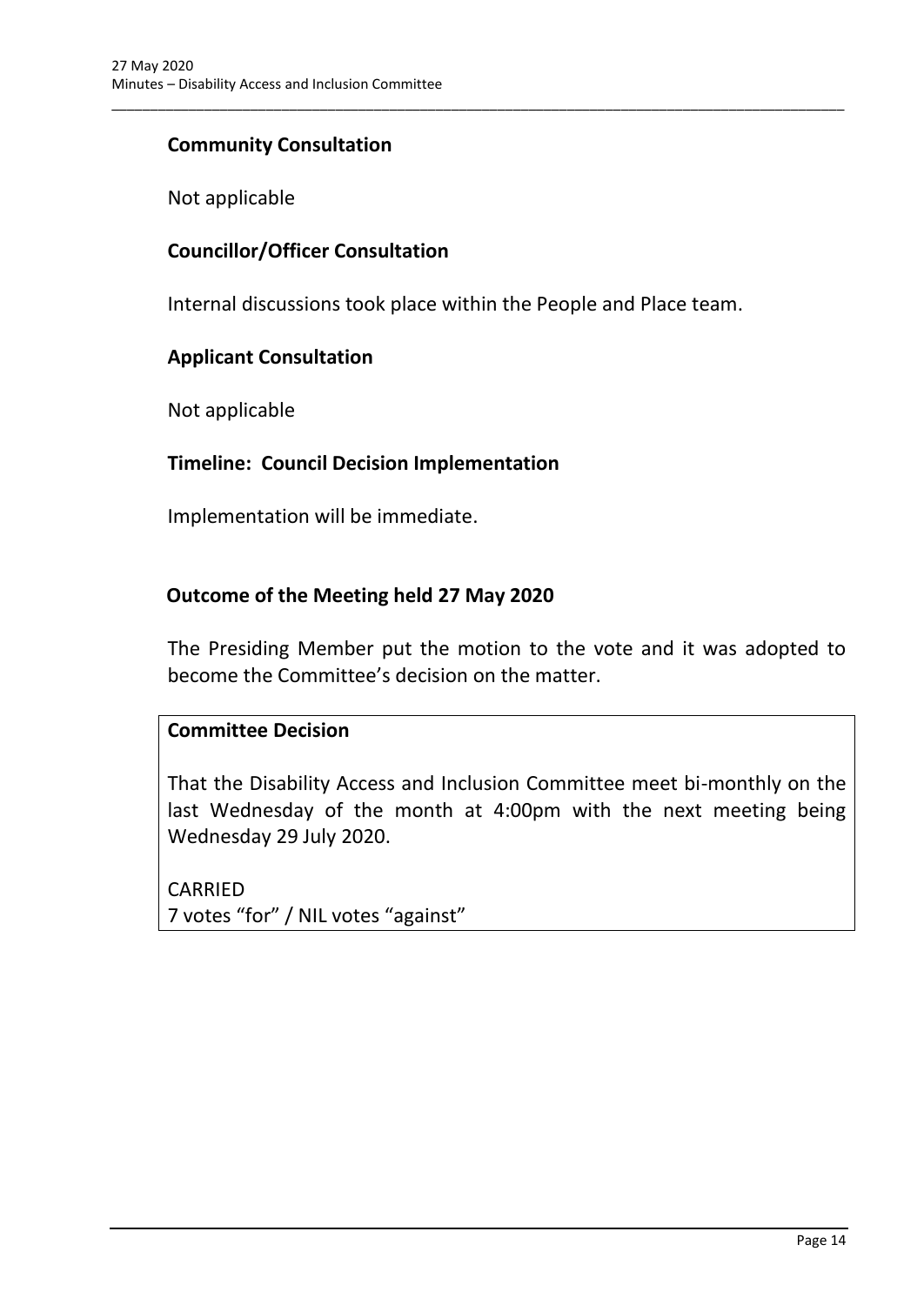**Community Consultation**

Not applicable

**Councillor/Officer Consultation**

Internal discussions took place within the People and Place team.

**Applicant Consultation**

Not applicable

**Timeline: Council Decision Implementation**

Implementation will be immediate.

**Outcome of the Meeting held 27 May 2020**

The Presiding Member put the motion to the vote and it was adopted to become the Committee's decision on the matter.

**Committee Decision**

That the Disability Access and Inclusion Committee meet bi-monthly on the last Wednesday of the month at 4:00pm with the next meeting being Wednesday 29 July 2020.

CARRIED
7 votes "for" / NIL votes "against"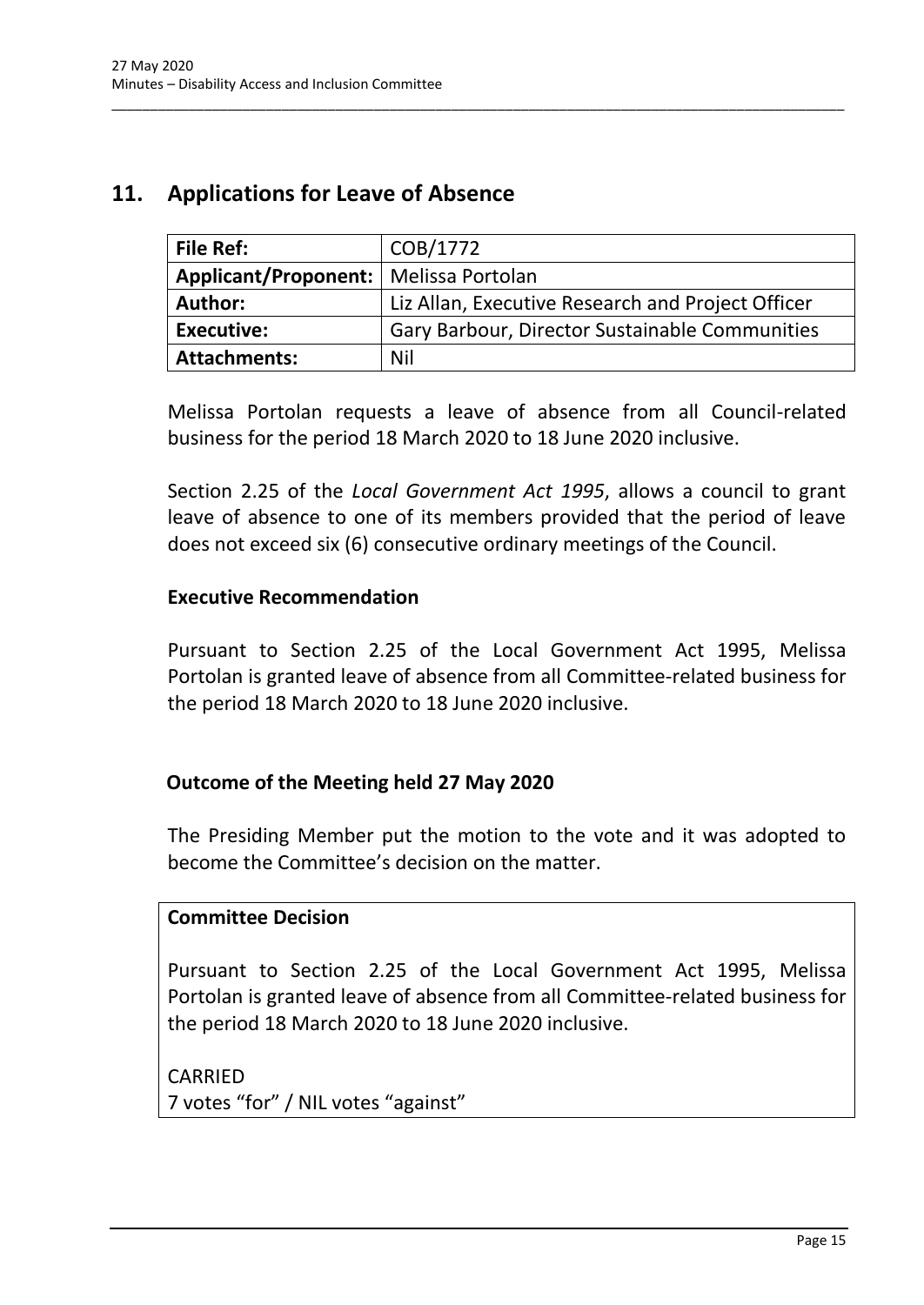## 11. Applications for Leave of Absence

| **File Ref:** | COB/1772 |
|---|---|
| **Applicant/Proponent:** | Melissa Portolan |
| **Author:** | Liz Allan, Executive Research and Project Officer |
| **Executive:** | Gary Barbour, Director Sustainable Communities |
| **Attachments:** | Nil |

Melissa Portolan requests a leave of absence from all Council-related business for the period 18 March 2020 to 18 June 2020 inclusive.

Section 2.25 of the *Local Government Act 1995*, allows a council to grant leave of absence to one of its members provided that the period of leave does not exceed six (6) consecutive ordinary meetings of the Council.

### Executive Recommendation

Pursuant to Section 2.25 of the Local Government Act 1995, Melissa Portolan is granted leave of absence from all Committee-related business for the period 18 March 2020 to 18 June 2020 inclusive.

### Outcome of the Meeting held 27 May 2020

The Presiding Member put the motion to the vote and it was adopted to become the Committee's decision on the matter.

**Committee Decision**

Pursuant to Section 2.25 of the Local Government Act 1995, Melissa Portolan is granted leave of absence from all Committee-related business for the period 18 March 2020 to 18 June 2020 inclusive.

CARRIED
7 votes "for" / NIL votes "against"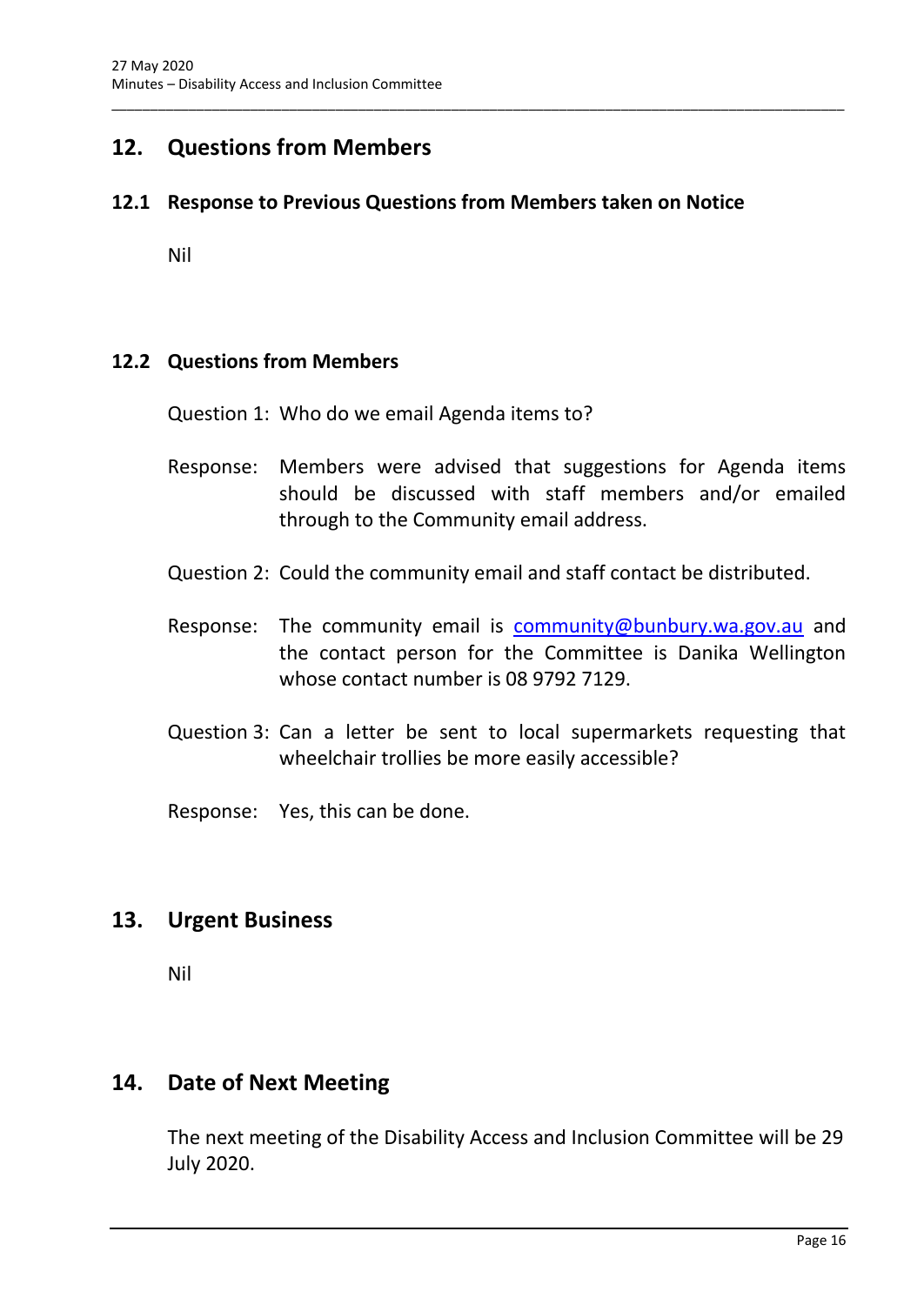## 12. Questions from Members

### 12.1 Response to Previous Questions from Members taken on Notice

Nil

### 12.2 Questions from Members

Question 1: Who do we email Agenda items to?

Response: Members were advised that suggestions for Agenda items should be discussed with staff members and/or emailed through to the Community email address.

Question 2: Could the community email and staff contact be distributed.

Response: The community email is community@bunbury.wa.gov.au and the contact person for the Committee is Danika Wellington whose contact number is 08 9792 7129.

Question 3: Can a letter be sent to local supermarkets requesting that wheelchair trollies be more easily accessible?

Response: Yes, this can be done.

## 13. Urgent Business

Nil

## 14. Date of Next Meeting

The next meeting of the Disability Access and Inclusion Committee will be 29 July 2020.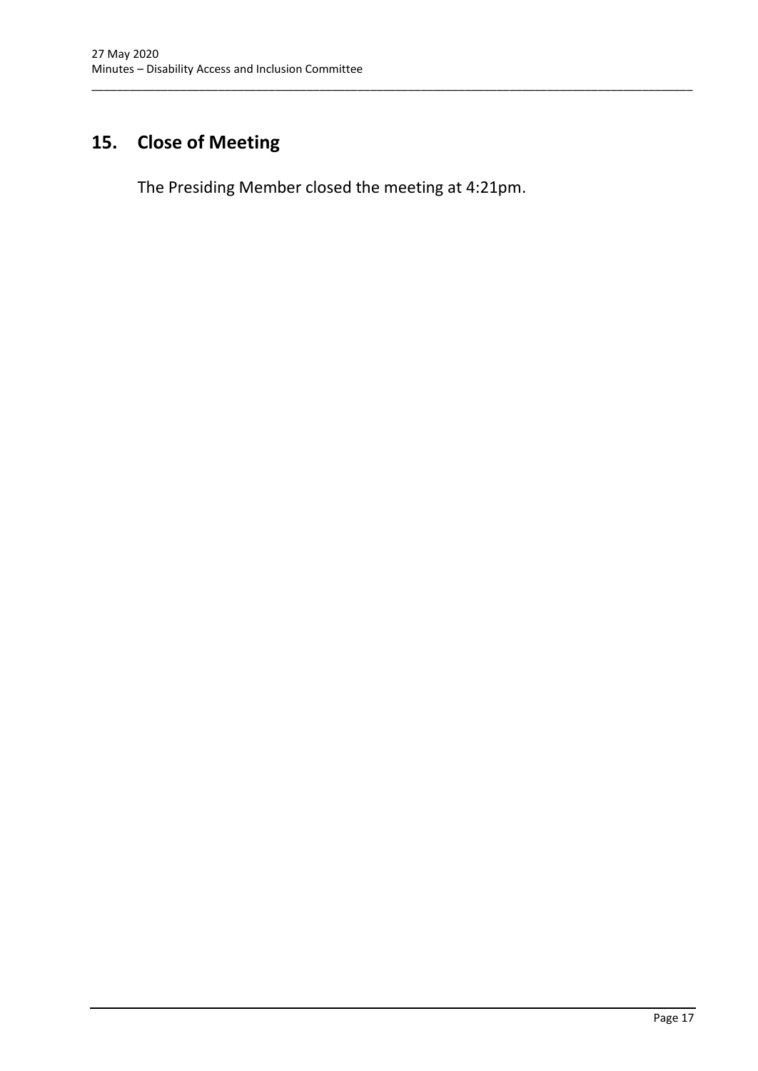## 15. Close of Meeting

The Presiding Member closed the meeting at 4:21pm.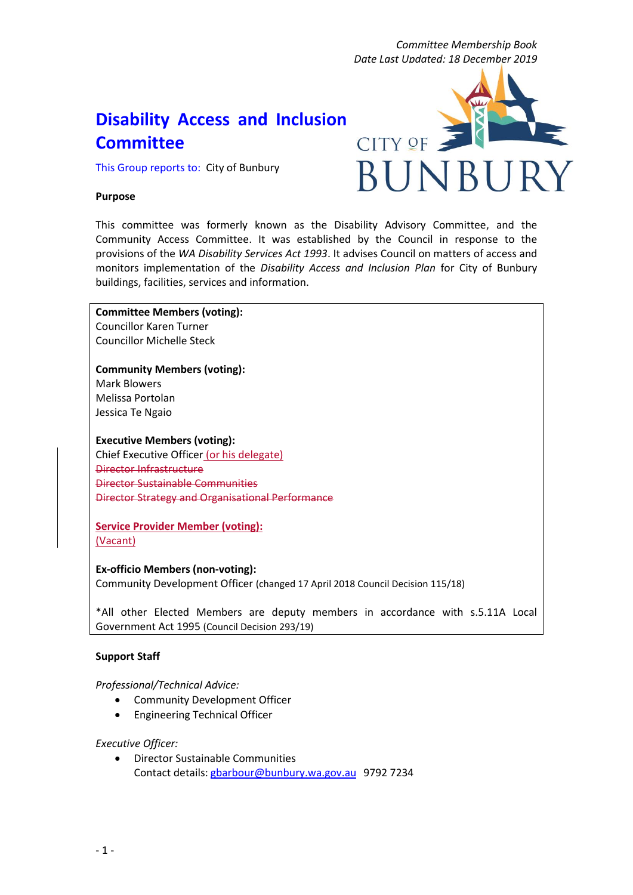Committee Membership Book
Date Last Updated: 18 December 2019

# Disability Access and Inclusion Committee

This Group reports to: City of Bunbury

**Purpose**

This committee was formerly known as the Disability Advisory Committee, and the Community Access Committee. It was established by the Council in response to the provisions of the *WA Disability Services Act 1993*. It advises Council on matters of access and monitors implementation of the *Disability Access and Inclusion Plan* for City of Bunbury buildings, facilities, services and information.

**Committee Members (voting):**
Councillor Karen Turner
Councillor Michelle Steck

**Community Members (voting):**
Mark Blowers
Melissa Portolan
Jessica Te Ngaio

**Executive Members (voting):**
Chief Executive Officer (or his delegate)
~~Director Infrastructure~~
~~Director Sustainable Communities~~
~~Director Strategy and Organisational Performance~~

**Service Provider Member (voting):**
(Vacant)

**Ex-officio Members (non-voting):**
Community Development Officer (changed 17 April 2018 Council Decision 115/18)

*All other Elected Members are deputy members in accordance with s.5.11A Local Government Act 1995 (Council Decision 293/19)

**Support Staff**

*Professional/Technical Advice:*

- Community Development Officer
- Engineering Technical Officer

*Executive Officer:*

- Director Sustainable Communities
  Contact details: gbarbour@bunbury.wa.gov.au 9792 7234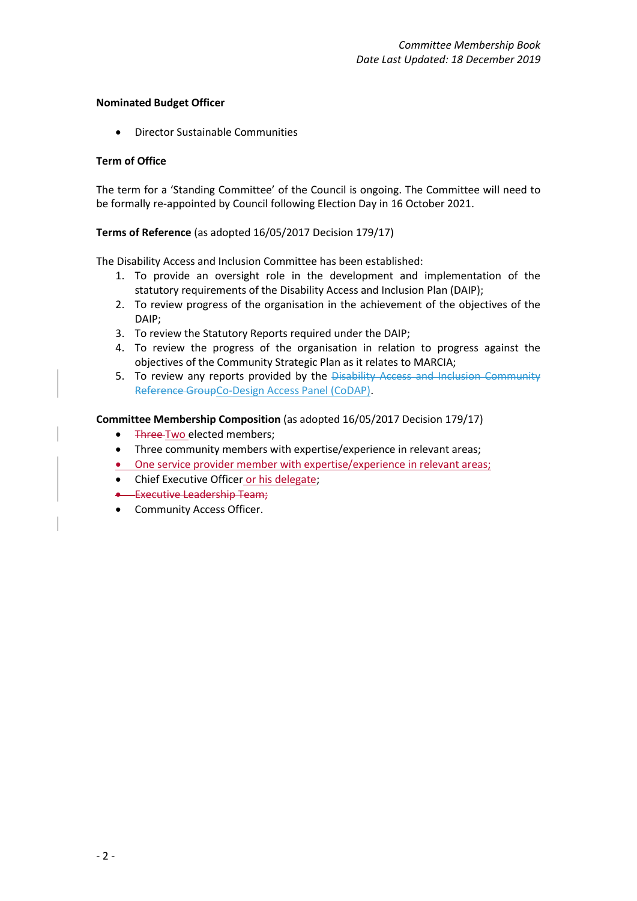**Nominated Budget Officer**

- Director Sustainable Communities

**Term of Office**

The term for a 'Standing Committee' of the Council is ongoing. The Committee will need to be formally re-appointed by Council following Election Day in 16 October 2021.

**Terms of Reference** (as adopted 16/05/2017 Decision 179/17)

The Disability Access and Inclusion Committee has been established:

1. To provide an oversight role in the development and implementation of the statutory requirements of the Disability Access and Inclusion Plan (DAIP);
2. To review progress of the organisation in the achievement of the objectives of the DAIP;
3. To review the Statutory Reports required under the DAIP;
4. To review the progress of the organisation in relation to progress against the objectives of the Community Strategic Plan as it relates to MARCIA;
5. To review any reports provided by the ~~Disability Access and Inclusion Community Reference Group~~Co-Design Access Panel (CoDAP).

**Committee Membership Composition** (as adopted 16/05/2017 Decision 179/17)

- ~~Three~~ Two elected members;
- Three community members with expertise/experience in relevant areas;
- One service provider member with expertise/experience in relevant areas;
- Chief Executive Officer or his delegate;
- ~~Executive Leadership Team;~~
- Community Access Officer.